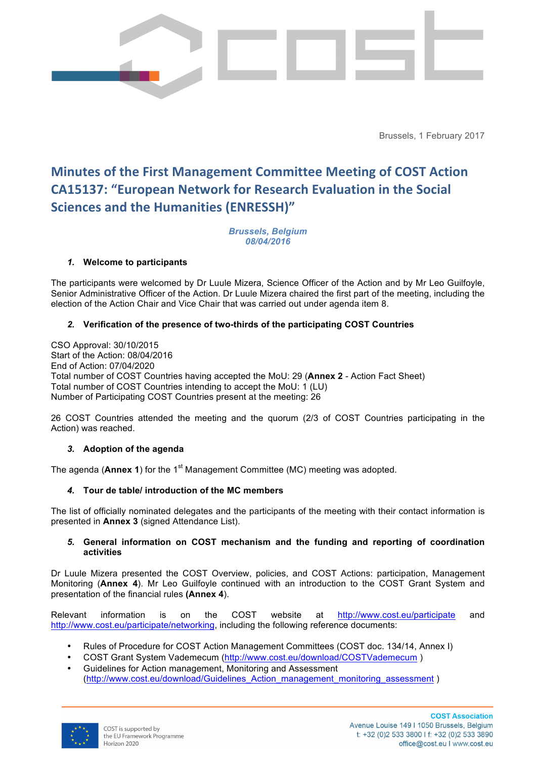Brussels, 1 February 2017

# Minutes of the First Management Committee Meeting of COST Action CA15137: "European Network for Research Evaluation in the Social Sciences and the Humanities (ENRESSH)"

***Brussels, Belgium***
***08/04/2016***

### 1. Welcome to participants

The participants were welcomed by Dr Luule Mizera, Science Officer of the Action and by Mr Leo Guilfoyle, Senior Administrative Officer of the Action. Dr Luule Mizera chaired the first part of the meeting, including the election of the Action Chair and Vice Chair that was carried out under agenda item 8.

### 2. Verification of the presence of two-thirds of the participating COST Countries

CSO Approval: 30/10/2015
Start of the Action: 08/04/2016
End of Action: 07/04/2020
Total number of COST Countries having accepted the MoU: 29 (**Annex 2** - Action Fact Sheet)
Total number of COST Countries intending to accept the MoU: 1 (LU)
Number of Participating COST Countries present at the meeting: 26

26 COST Countries attended the meeting and the quorum (2/3 of COST Countries participating in the Action) was reached.

### 3. Adoption of the agenda

The agenda (**Annex 1**) for the 1st Management Committee (MC) meeting was adopted.

### 4. Tour de table/ introduction of the MC members

The list of officially nominated delegates and the participants of the meeting with their contact information is presented in **Annex 3** (signed Attendance List).

### 5. General information on COST mechanism and the funding and reporting of coordination activities

Dr Luule Mizera presented the COST Overview, policies, and COST Actions: participation, Management Monitoring (**Annex 4**). Mr Leo Guilfoyle continued with an introduction to the COST Grant System and presentation of the financial rules **(Annex 4**).

Relevant information is on the COST website at http://www.cost.eu/participate and http://www.cost.eu/participate/networking, including the following reference documents:

- Rules of Procedure for COST Action Management Committees (COST doc. 134/14, Annex I)
- COST Grant System Vademecum (http://www.cost.eu/download/COSTVademecum )
- Guidelines for Action management, Monitoring and Assessment (http://www.cost.eu/download/Guidelines_Action_management_monitoring_assessment )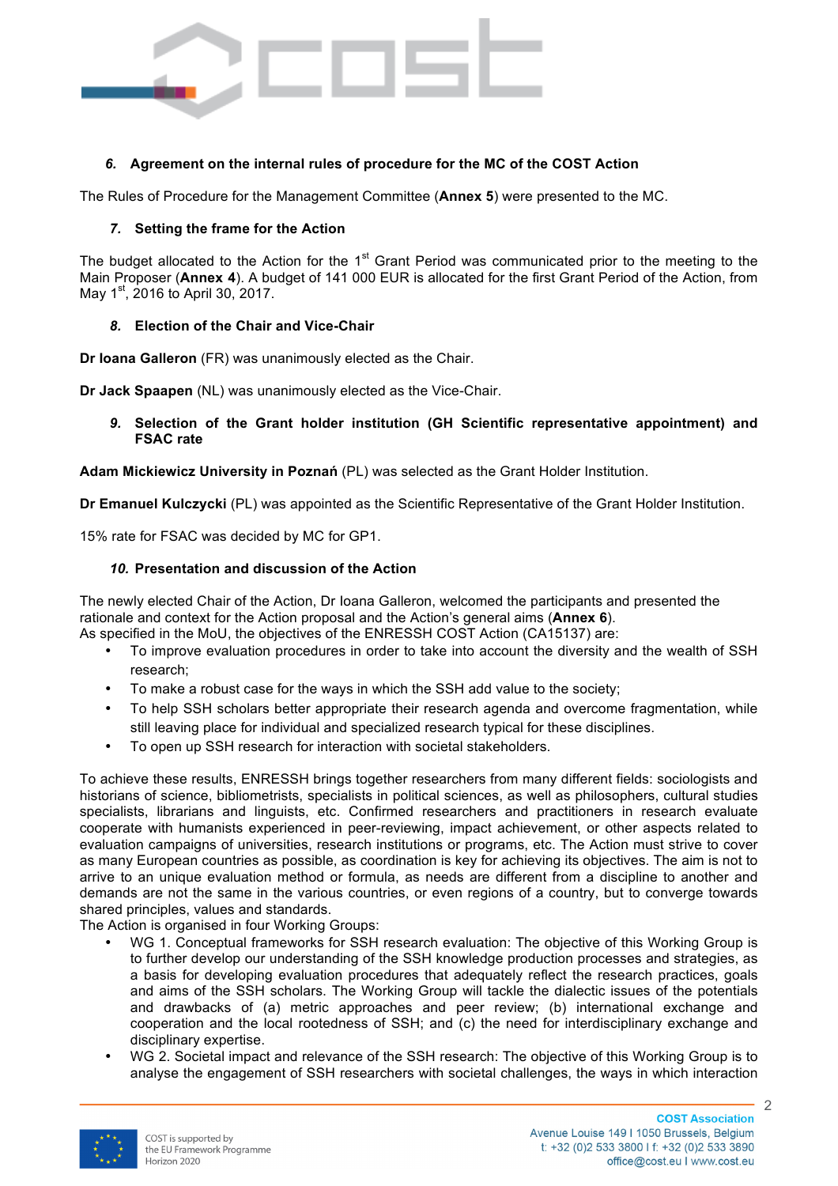### 6. Agreement on the internal rules of procedure for the MC of the COST Action

The Rules of Procedure for the Management Committee (**Annex 5**) were presented to the MC.

### 7. Setting the frame for the Action

The budget allocated to the Action for the 1st Grant Period was communicated prior to the meeting to the Main Proposer (**Annex 4**). A budget of 141 000 EUR is allocated for the first Grant Period of the Action, from May 1st, 2016 to April 30, 2017.

### 8. Election of the Chair and Vice-Chair

**Dr Ioana Galleron** (FR) was unanimously elected as the Chair.

**Dr Jack Spaapen** (NL) was unanimously elected as the Vice-Chair.

### 9. Selection of the Grant holder institution (GH Scientific representative appointment) and FSAC rate

**Adam Mickiewicz University in Poznań** (PL) was selected as the Grant Holder Institution.

**Dr Emanuel Kulczycki** (PL) was appointed as the Scientific Representative of the Grant Holder Institution.

15% rate for FSAC was decided by MC for GP1.

### 10. Presentation and discussion of the Action

The newly elected Chair of the Action, Dr Ioana Galleron, welcomed the participants and presented the rationale and context for the Action proposal and the Action's general aims (**Annex 6**).
As specified in the MoU, the objectives of the ENRESSH COST Action (CA15137) are:

- To improve evaluation procedures in order to take into account the diversity and the wealth of SSH research;
- To make a robust case for the ways in which the SSH add value to the society;
- To help SSH scholars better appropriate their research agenda and overcome fragmentation, while still leaving place for individual and specialized research typical for these disciplines.
- To open up SSH research for interaction with societal stakeholders.

To achieve these results, ENRESSH brings together researchers from many different fields: sociologists and historians of science, bibliometrists, specialists in political sciences, as well as philosophers, cultural studies specialists, librarians and linguists, etc. Confirmed researchers and practitioners in research evaluate cooperate with humanists experienced in peer-reviewing, impact achievement, or other aspects related to evaluation campaigns of universities, research institutions or programs, etc. The Action must strive to cover as many European countries as possible, as coordination is key for achieving its objectives. The aim is not to arrive to an unique evaluation method or formula, as needs are different from a discipline to another and demands are not the same in the various countries, or even regions of a country, but to converge towards shared principles, values and standards.
The Action is organised in four Working Groups:

- WG 1. Conceptual frameworks for SSH research evaluation: The objective of this Working Group is to further develop our understanding of the SSH knowledge production processes and strategies, as a basis for developing evaluation procedures that adequately reflect the research practices, goals and aims of the SSH scholars. The Working Group will tackle the dialectic issues of the potentials and drawbacks of (a) metric approaches and peer review; (b) international exchange and cooperation and the local rootedness of SSH; and (c) the need for interdisciplinary exchange and disciplinary expertise.
- WG 2. Societal impact and relevance of the SSH research: The objective of this Working Group is to analyse the engagement of SSH researchers with societal challenges, the ways in which interaction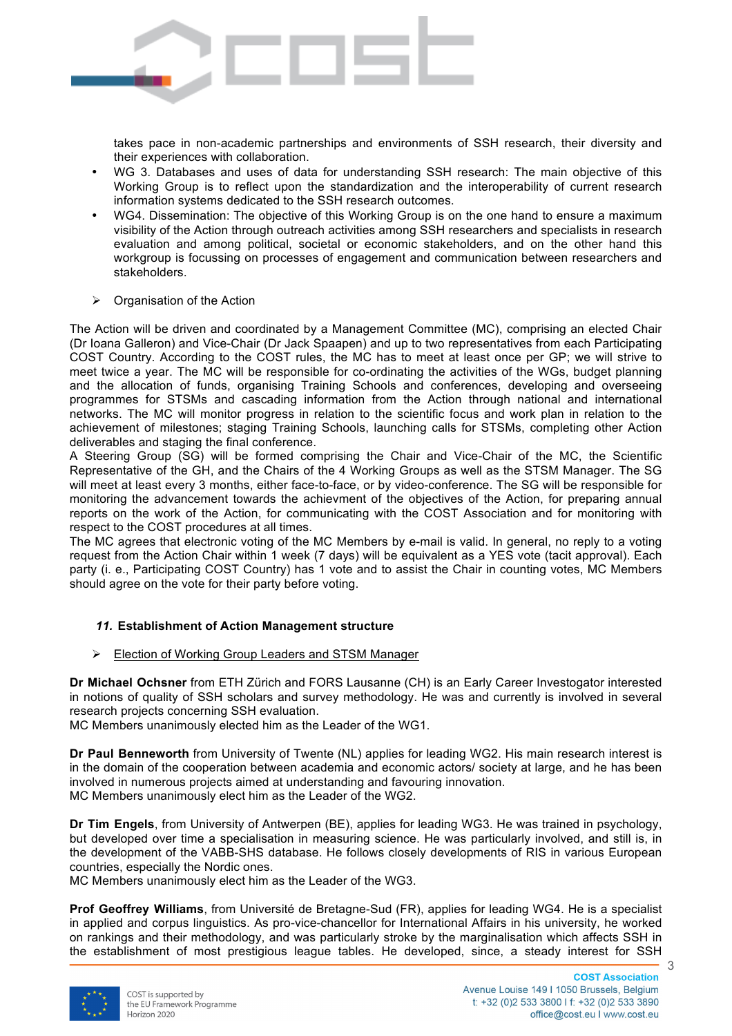takes pace in non-academic partnerships and environments of SSH research, their diversity and their experiences with collaboration.

- WG 3. Databases and uses of data for understanding SSH research: The main objective of this Working Group is to reflect upon the standardization and the interoperability of current research information systems dedicated to the SSH research outcomes.
- WG4. Dissemination: The objective of this Working Group is on the one hand to ensure a maximum visibility of the Action through outreach activities among SSH researchers and specialists in research evaluation and among political, societal or economic stakeholders, and on the other hand this workgroup is focussing on processes of engagement and communication between researchers and stakeholders.

➢ Organisation of the Action

The Action will be driven and coordinated by a Management Committee (MC), comprising an elected Chair (Dr Ioana Galleron) and Vice-Chair (Dr Jack Spaapen) and up to two representatives from each Participating COST Country. According to the COST rules, the MC has to meet at least once per GP; we will strive to meet twice a year. The MC will be responsible for co-ordinating the activities of the WGs, budget planning and the allocation of funds, organising Training Schools and conferences, developing and overseeing programmes for STSMs and cascading information from the Action through national and international networks. The MC will monitor progress in relation to the scientific focus and work plan in relation to the achievement of milestones; staging Training Schools, launching calls for STSMs, completing other Action deliverables and staging the final conference.
A Steering Group (SG) will be formed comprising the Chair and Vice-Chair of the MC, the Scientific Representative of the GH, and the Chairs of the 4 Working Groups as well as the STSM Manager. The SG will meet at least every 3 months, either face-to-face, or by video-conference. The SG will be responsible for monitoring the advancement towards the achievment of the objectives of the Action, for preparing annual reports on the work of the Action, for communicating with the COST Association and for monitoring with respect to the COST procedures at all times.
The MC agrees that electronic voting of the MC Members by e-mail is valid. In general, no reply to a voting request from the Action Chair within 1 week (7 days) will be equivalent as a YES vote (tacit approval). Each party (i. e., Participating COST Country) has 1 vote and to assist the Chair in counting votes, MC Members should agree on the vote for their party before voting.

## *11.* Establishment of Action Management structure

➢ <u>Election of Working Group Leaders and STSM Manager</u>

**Dr Michael Ochsner** from ETH Zürich and FORS Lausanne (CH) is an Early Career Investogator interested in notions of quality of SSH scholars and survey methodology. He was and currently is involved in several research projects concerning SSH evaluation.
MC Members unanimously elected him as the Leader of the WG1.

**Dr Paul Benneworth** from University of Twente (NL) applies for leading WG2. His main research interest is in the domain of the cooperation between academia and economic actors/ society at large, and he has been involved in numerous projects aimed at understanding and favouring innovation.
MC Members unanimously elect him as the Leader of the WG2.

**Dr Tim Engels**, from University of Antwerpen (BE), applies for leading WG3. He was trained in psychology, but developed over time a specialisation in measuring science. He was particularly involved, and still is, in the development of the VABB-SHS database. He follows closely developments of RIS in various European countries, especially the Nordic ones.
MC Members unanimously elect him as the Leader of the WG3.

**Prof Geoffrey Williams**, from Université de Bretagne-Sud (FR), applies for leading WG4. He is a specialist in applied and corpus linguistics. As pro-vice-chancellor for International Affairs in his university, he worked on rankings and their methodology, and was particularly stroke by the marginalisation which affects SSH in the establishment of most prestigious league tables. He developed, since, a steady interest for SSH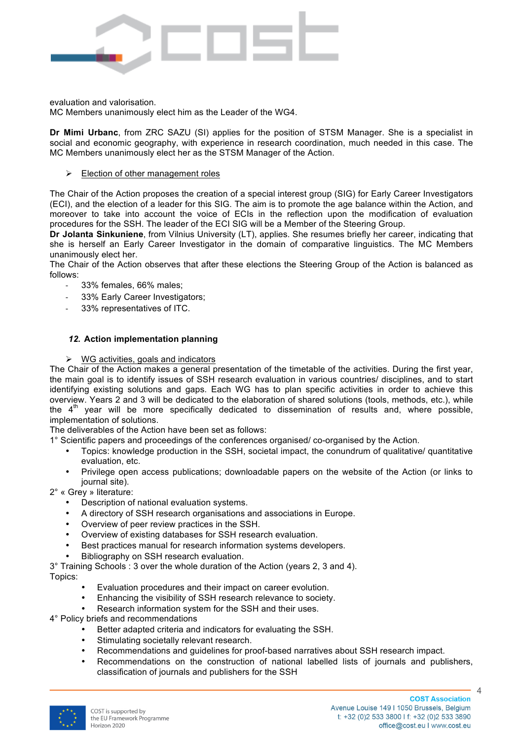evaluation and valorisation.
MC Members unanimously elect him as the Leader of the WG4.

**Dr Mimi Urbanc**, from ZRC SAZU (SI) applies for the position of STSM Manager. She is a specialist in social and economic geography, with experience in research coordination, much needed in this case. The MC Members unanimously elect her as the STSM Manager of the Action.

- Election of other management roles

The Chair of the Action proposes the creation of a special interest group (SIG) for Early Career Investigators (ECI), and the election of a leader for this SIG. The aim is to promote the age balance within the Action, and moreover to take into account the voice of ECIs in the reflection upon the modification of evaluation procedures for the SSH. The leader of the ECI SIG will be a Member of the Steering Group.
**Dr Jolanta Sinkuniene**, from Vilnius University (LT), applies. She resumes briefly her career, indicating that she is herself an Early Career Investigator in the domain of comparative linguistics. The MC Members unanimously elect her.
The Chair of the Action observes that after these elections the Steering Group of the Action is balanced as follows:

- 33% females, 66% males;
- 33% Early Career Investigators;
- 33% representatives of ITC.

## *12.* Action implementation planning

- WG activities, goals and indicators

The Chair of the Action makes a general presentation of the timetable of the activities. During the first year, the main goal is to identify issues of SSH research evaluation in various countries/ disciplines, and to start identifying existing solutions and gaps. Each WG has to plan specific activities in order to achieve this overview. Years 2 and 3 will be dedicated to the elaboration of shared solutions (tools, methods, etc.), while the 4th year will be more specifically dedicated to dissemination of results and, where possible, implementation of solutions.
The deliverables of the Action have been set as follows:
1° Scientific papers and proceedings of the conferences organised/ co-organised by the Action.

- Topics: knowledge production in the SSH, societal impact, the conundrum of qualitative/ quantitative evaluation, etc.
- Privilege open access publications; downloadable papers on the website of the Action (or links to journal site).

2° « Grey » literature:

- Description of national evaluation systems.
- A directory of SSH research organisations and associations in Europe.
- Overview of peer review practices in the SSH.
- Overview of existing databases for SSH research evaluation.
- Best practices manual for research information systems developers.
- Bibliography on SSH research evaluation.

3° Training Schools : 3 over the whole duration of the Action (years 2, 3 and 4).
Topics:

- Evaluation procedures and their impact on career evolution.
- Enhancing the visibility of SSH research relevance to society.
- Research information system for the SSH and their uses.

4° Policy briefs and recommendations

- Better adapted criteria and indicators for evaluating the SSH.
- Stimulating societally relevant research.
- Recommendations and guidelines for proof-based narratives about SSH research impact.
- Recommendations on the construction of national labelled lists of journals and publishers, classification of journals and publishers for the SSH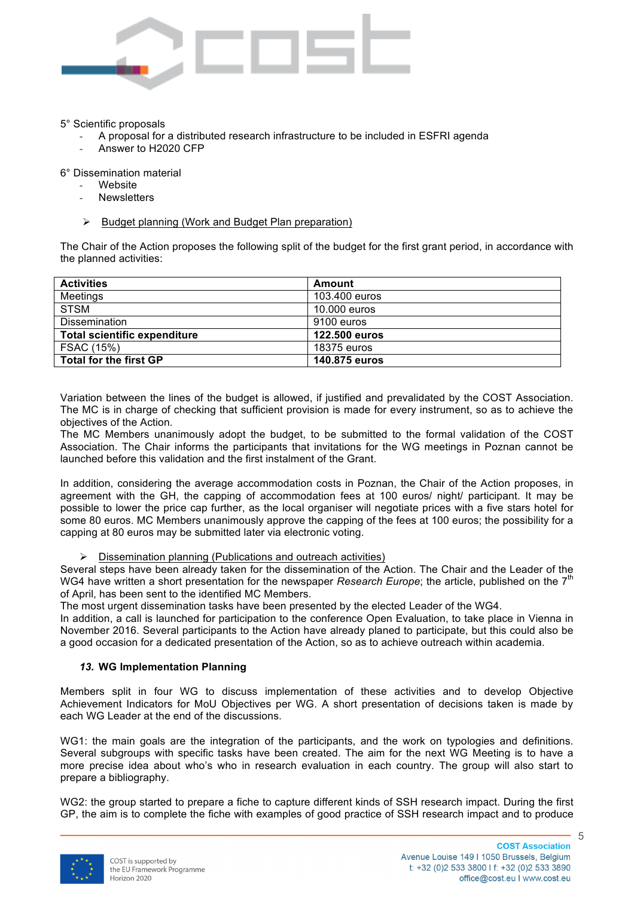5° Scientific proposals

- A proposal for a distributed research infrastructure to be included in ESFRI agenda
- Answer to H2020 CFP

6° Dissemination material

- Website
- Newsletters

➢ Budget planning (Work and Budget Plan preparation)

The Chair of the Action proposes the following split of the budget for the first grant period, in accordance with the planned activities:

| **Activities** | **Amount** |
|---|---|
| Meetings | 103.400 euros |
| STSM | 10.000 euros |
| Dissemination | 9100 euros |
| **Total scientific expenditure** | **122.500 euros** |
| FSAC (15%) | 18375 euros |
| **Total for the first GP** | **140.875 euros** |

Variation between the lines of the budget is allowed, if justified and prevalidated by the COST Association. The MC is in charge of checking that sufficient provision is made for every instrument, so as to achieve the objectives of the Action.
The MC Members unanimously adopt the budget, to be submitted to the formal validation of the COST Association. The Chair informs the participants that invitations for the WG meetings in Poznan cannot be launched before this validation and the first instalment of the Grant.

In addition, considering the average accommodation costs in Poznan, the Chair of the Action proposes, in agreement with the GH, the capping of accommodation fees at 100 euros/ night/ participant. It may be possible to lower the price cap further, as the local organiser will negotiate prices with a five stars hotel for some 80 euros. MC Members unanimously approve the capping of the fees at 100 euros; the possibility for a capping at 80 euros may be submitted later via electronic voting.

➢ Dissemination planning (Publications and outreach activities)

Several steps have been already taken for the dissemination of the Action. The Chair and the Leader of the WG4 have written a short presentation for the newspaper *Research Europe*; the article, published on the 7th of April, has been sent to the identified MC Members.
The most urgent dissemination tasks have been presented by the elected Leader of the WG4.
In addition, a call is launched for participation to the conference Open Evaluation, to take place in Vienna in November 2016. Several participants to the Action have already planed to participate, but this could also be a good occasion for a dedicated presentation of the Action, so as to achieve outreach within academia.

### *13.* WG Implementation Planning

Members split in four WG to discuss implementation of these activities and to develop Objective Achievement Indicators for MoU Objectives per WG. A short presentation of decisions taken is made by each WG Leader at the end of the discussions.

WG1: the main goals are the integration of the participants, and the work on typologies and definitions. Several subgroups with specific tasks have been created. The aim for the next WG Meeting is to have a more precise idea about who's who in research evaluation in each country. The group will also start to prepare a bibliography.

WG2: the group started to prepare a fiche to capture different kinds of SSH research impact. During the first GP, the aim is to complete the fiche with examples of good practice of SSH research impact and to produce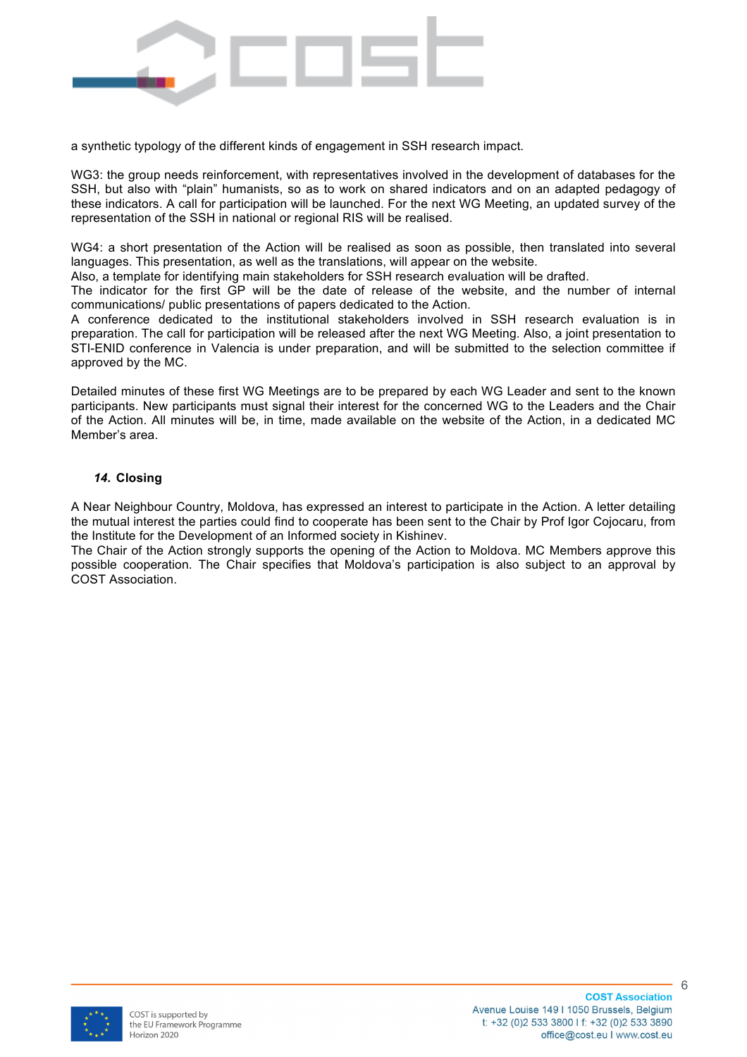a synthetic typology of the different kinds of engagement in SSH research impact.

WG3: the group needs reinforcement, with representatives involved in the development of databases for the SSH, but also with “plain” humanists, so as to work on shared indicators and on an adapted pedagogy of these indicators. A call for participation will be launched. For the next WG Meeting, an updated survey of the representation of the SSH in national or regional RIS will be realised.

WG4: a short presentation of the Action will be realised as soon as possible, then translated into several languages. This presentation, as well as the translations, will appear on the website.
Also, a template for identifying main stakeholders for SSH research evaluation will be drafted.
The indicator for the first GP will be the date of release of the website, and the number of internal communications/ public presentations of papers dedicated to the Action.
A conference dedicated to the institutional stakeholders involved in SSH research evaluation is in preparation. The call for participation will be released after the next WG Meeting. Also, a joint presentation to STI-ENID conference in Valencia is under preparation, and will be submitted to the selection committee if approved by the MC.

Detailed minutes of these first WG Meetings are to be prepared by each WG Leader and sent to the known participants. New participants must signal their interest for the concerned WG to the Leaders and the Chair of the Action. All minutes will be, in time, made available on the website of the Action, in a dedicated MC Member’s area.

## *14.* Closing

A Near Neighbour Country, Moldova, has expressed an interest to participate in the Action. A letter detailing the mutual interest the parties could find to cooperate has been sent to the Chair by Prof Igor Cojocaru, from the Institute for the Development of an Informed society in Kishinev.
The Chair of the Action strongly supports the opening of the Action to Moldova. MC Members approve this possible cooperation. The Chair specifies that Moldova’s participation is also subject to an approval by COST Association.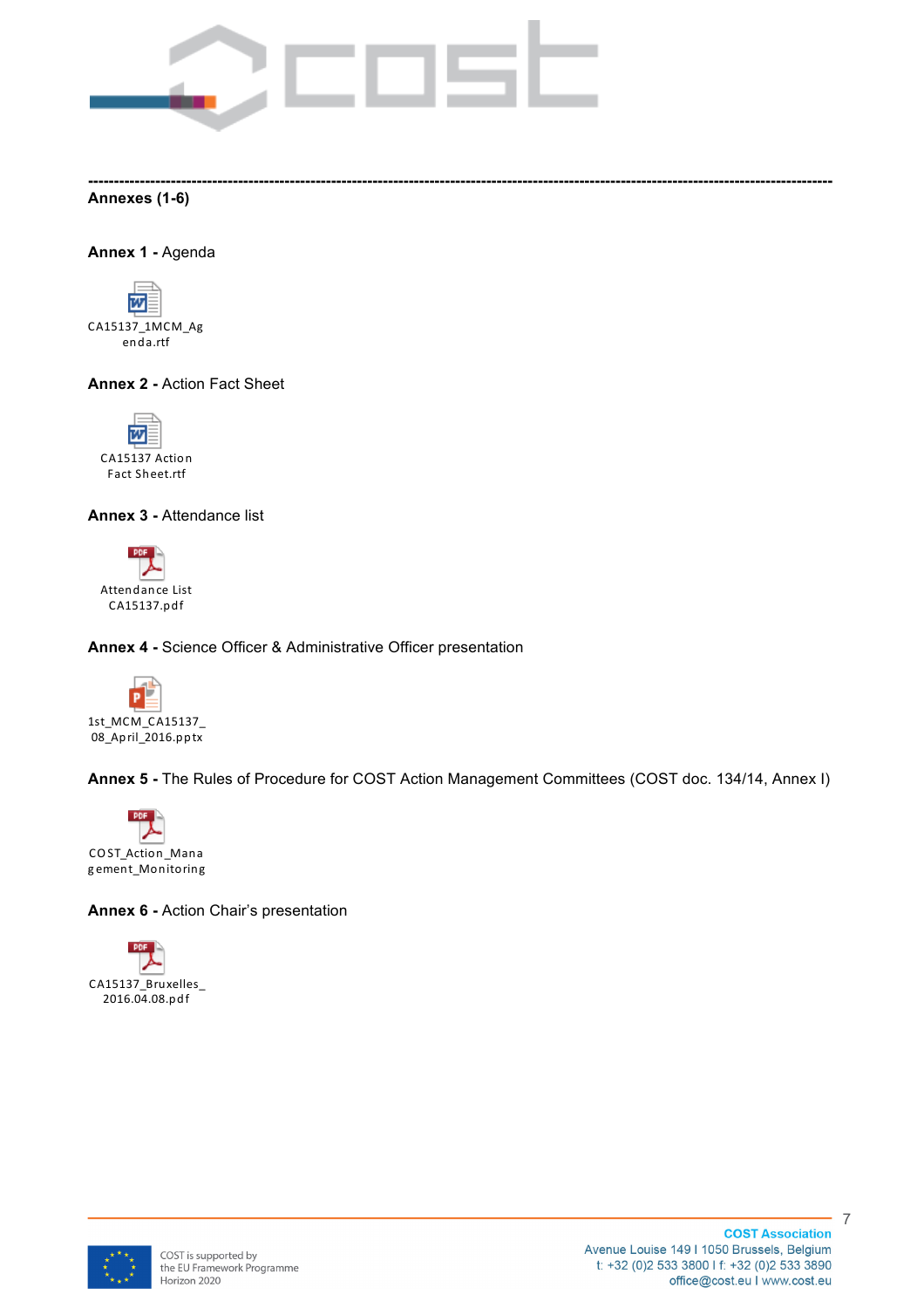---

**Annexes (1-6)**

**Annex 1 -** Agenda

CA15137_1MCM_Agenda.rtf

**Annex 2 -** Action Fact Sheet

CA15137 Action Fact Sheet.rtf

**Annex 3 -** Attendance list

Attendance List CA15137.pdf

**Annex 4 -** Science Officer & Administrative Officer presentation

1st_MCM_CA15137_08_April_2016.pptx

**Annex 5 -** The Rules of Procedure for COST Action Management Committees (COST doc. 134/14, Annex I)

COST_Action_Management_Monitoring

**Annex 6 -** Action Chair's presentation

CA15137_Bruxelles_2016.04.08.pdf